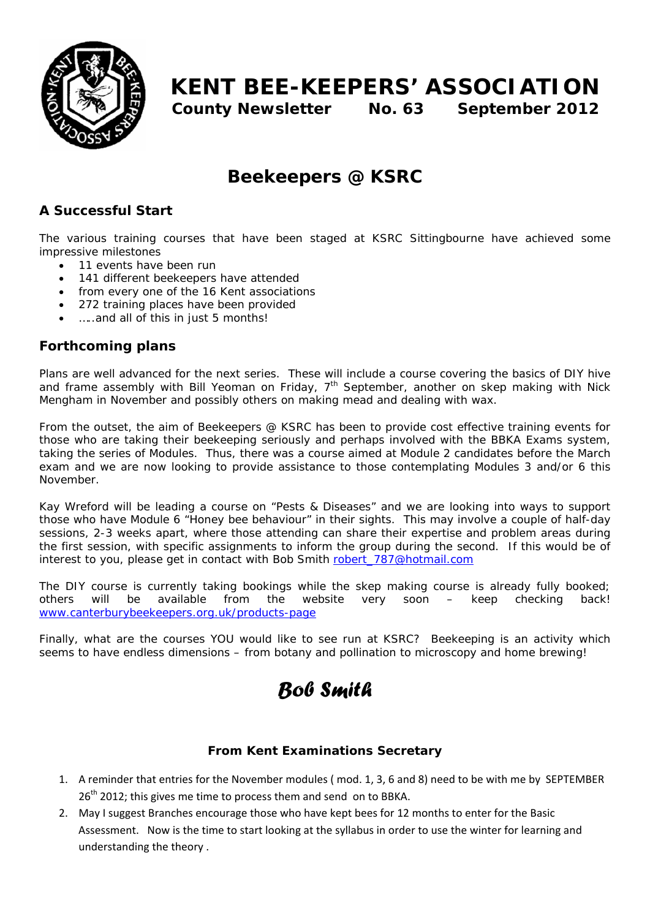# KENT BEE-KEEPERS' ASSOCIATION

**County Newsletter No. 63 September 2012**

## Beekeepers @ KSRC

### A Successful Start

The various training courses that have been staged at KSRC Sittingbourne have achieved some impressive milestones

- 11 events have been run
- 141 different beekeepers have attended
- from every one of the 16 Kent associations
- 272 training places have been provided
- …..and all of this in just 5 months!

### Forthcoming plans

Plans are well advanced for the next series. These will include a course covering the basics of DIY hive and frame assembly with Bill Yeoman on Friday, 7th September, another on skep making with Nick Mengham in November and possibly others on making mead and dealing with wax.

From the outset, the aim of Beekeepers @ KSRC has been to provide cost effective training events for those who are taking their beekeeping seriously and perhaps involved with the BBKA Exams system, taking the series of Modules. Thus, there was a course aimed at Module 2 candidates before the March exam and we are now looking to provide assistance to those contemplating Modules 3 and/or 6 this November.

Kay Wreford will be leading a course on "Pests & Diseases" and we are looking into ways to support those who have Module 6 "Honey bee behaviour" in their sights. This may involve a couple of half-day sessions, 2-3 weeks apart, where those attending can share their expertise and problem areas during the first session, with specific assignments to inform the group during the second. If this would be of interest to you, please get in contact with Bob Smith robert_787@hotmail.com

The DIY course is currently taking bookings while the skep making course is already fully booked; others will be available from the website very soon – keep checking back! www.canterburybeekeepers.org.uk/products-page

Finally, what are the courses YOU would like to see run at KSRC? Beekeeping is an activity which seems to have endless dimensions – from botany and pollination to microscopy and home brewing!

*Bob Smith*

### From Kent Examinations Secretary

1. A reminder that entries for the November modules ( mod. 1, 3, 6 and 8) need to be with me by SEPTEMBER 26th 2012; this gives me time to process them and send on to BBKA.
2. May I suggest Branches encourage those who have kept bees for 12 months to enter for the Basic Assessment. Now is the time to start looking at the syllabus in order to use the winter for learning and understanding the theory .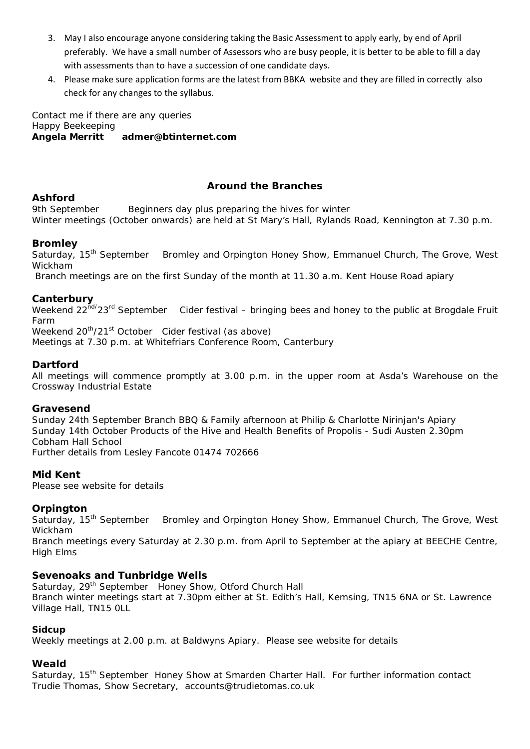3. May I also encourage anyone considering taking the Basic Assessment to apply early, by end of April preferably. We have a small number of Assessors who are busy people, it is better to be able to fill a day with assessments than to have a succession of one candidate days.
4. Please make sure application forms are the latest from BBKA website and they are filled in correctly also check for any changes to the syllabus.

Contact me if there are any queries
Happy Beekeeping
**Angela Merritt admer@btinternet.com**

## Around the Branches

### Ashford

9th September Beginners day plus preparing the hives for winter
Winter meetings (October onwards) are held at St Mary's Hall, Rylands Road, Kennington at 7.30 p.m.

### Bromley

Saturday, 15th September Bromley and Orpington Honey Show, Emmanuel Church, The Grove, West Wickham
Branch meetings are on the first Sunday of the month at 11.30 a.m. Kent House Road apiary

### Canterbury

Weekend 22nd/23rd September Cider festival – bringing bees and honey to the public at Brogdale Fruit Farm
Weekend 20th/21st October Cider festival (as above)
Meetings at 7.30 p.m. at Whitefriars Conference Room, Canterbury

### Dartford

All meetings will commence promptly at 3.00 p.m. in the upper room at Asda's Warehouse on the Crossway Industrial Estate

### Gravesend

Sunday 24th September Branch BBQ & Family afternoon at Philip & Charlotte Nirinjan's Apiary
Sunday 14th October Products of the Hive and Health Benefits of Propolis - Sudi Austen 2.30pm Cobham Hall School
Further details from Lesley Fancote 01474 702666

### Mid Kent

Please see website for details

### Orpington

Saturday, 15th September Bromley and Orpington Honey Show, Emmanuel Church, The Grove, West Wickham
Branch meetings every Saturday at 2.30 p.m. from April to September at the apiary at BEECHE Centre, High Elms

### Sevenoaks and Tunbridge Wells

Saturday, 29th September Honey Show, Otford Church Hall
Branch winter meetings start at 7.30pm either at St. Edith's Hall, Kemsing, TN15 6NA or St. Lawrence Village Hall, TN15 0LL

### Sidcup

Weekly meetings at 2.00 p.m. at Baldwyns Apiary. Please see website for details

### Weald

Saturday, 15th September Honey Show at Smarden Charter Hall. For further information contact Trudie Thomas, Show Secretary, accounts@trudietomas.co.uk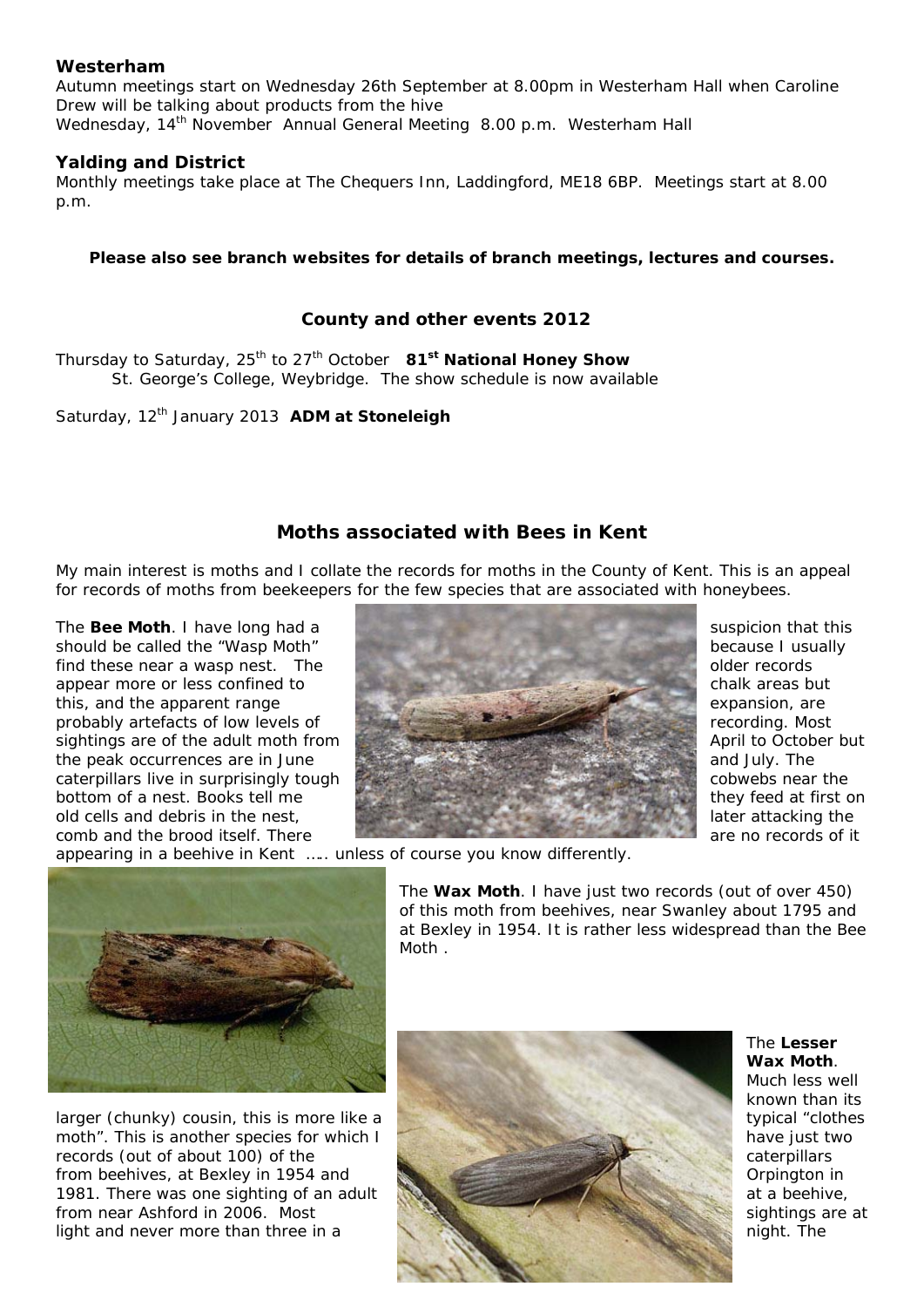**Westerham**

Autumn meetings start on Wednesday 26th September at 8.00pm in Westerham Hall when Caroline Drew will be talking about products from the hive

Wednesday, 14th November Annual General Meeting 8.00 p.m. Westerham Hall

**Yalding and District**

Monthly meetings take place at The Chequers Inn, Laddingford, ME18 6BP. Meetings start at 8.00 p.m.

**Please also see branch websites for details of branch meetings, lectures and courses.**

## County and other events 2012

Thursday to Saturday, 25th to 27th October **81st National Honey Show**
St. George's College, Weybridge. The show schedule is now available

Saturday, 12th January 2013 **ADM at Stoneleigh**

## Moths associated with Bees in Kent

My main interest is moths and I collate the records for moths in the County of Kent. This is an appeal for records of moths from beekeepers for the few species that are associated with honeybees.

The **Bee Moth**. I have long had a suspicion that this should be called the "Wasp Moth" because I usually find these near a wasp nest. The older records appear more or less confined to chalk areas but this, and the apparent range expansion, are probably artefacts of low levels of recording. Most sightings are of the adult moth from April to October but the peak occurrences are in June and July. The caterpillars live in surprisingly tough cobwebs near the bottom of a nest. Books tell me they feed at first on old cells and debris in the nest, later attacking the comb and the brood itself. There are no records of it appearing in a beehive in Kent ….. unless of course you know differently.

The **Wax Moth**. I have just two records (out of over 450) of this moth from beehives, near Swanley about 1795 and at Bexley in 1954. It is rather less widespread than the Bee Moth .

The **Lesser Wax Moth**. Much less well known than its larger (chunky) cousin, this is more like a typical "clothes moth". This is another species for which I have just two records (out of about 100) of the caterpillars from beehives, at Bexley in 1954 and Orpington in 1981. There was one sighting of an adult at a beehive, from near Ashford in 2006. Most sightings are at light and never more than three in a night. The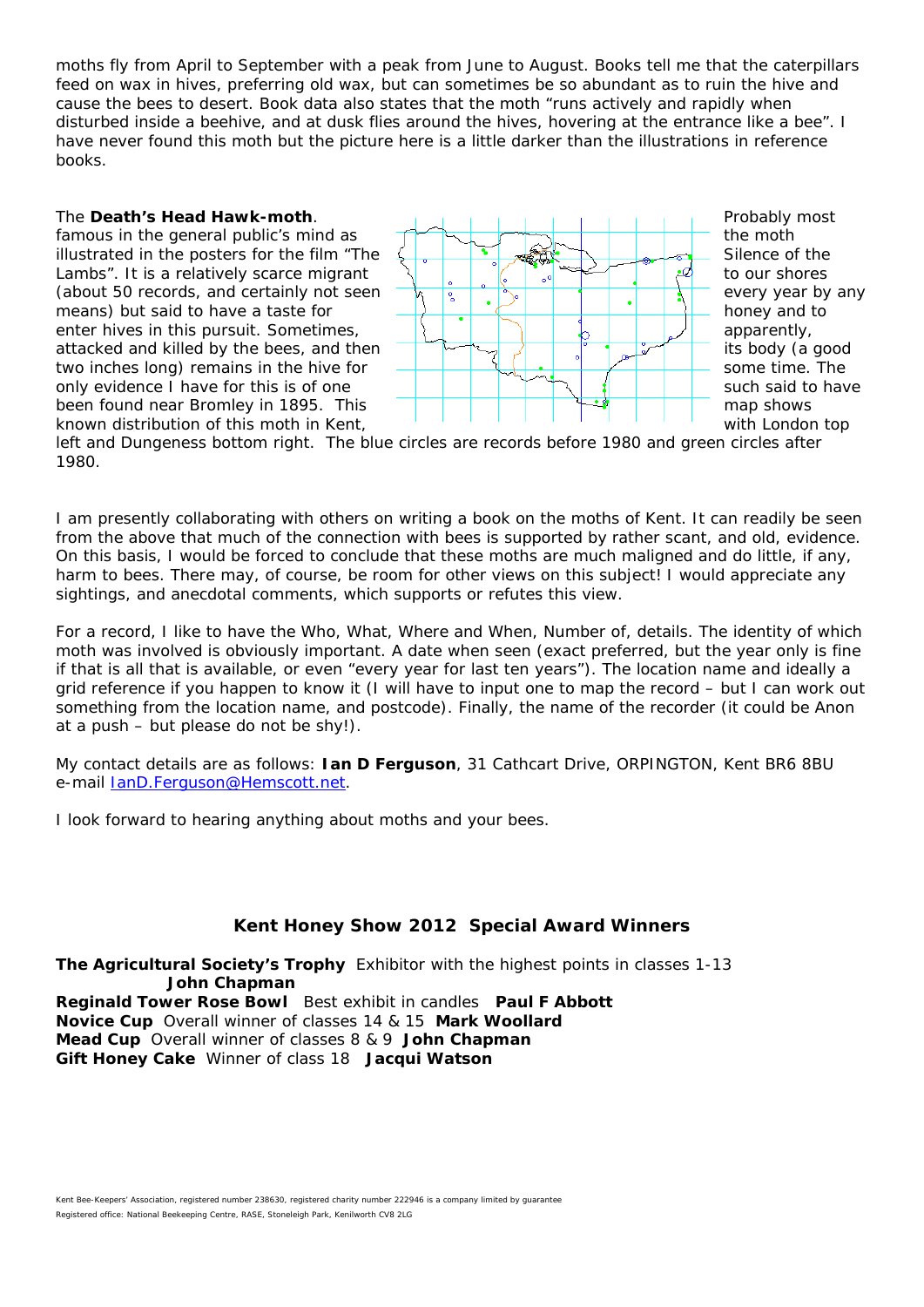moths fly from April to September with a peak from June to August. Books tell me that the caterpillars feed on wax in hives, preferring old wax, but can sometimes be so abundant as to ruin the hive and cause the bees to desert. Book data also states that the moth "runs actively and rapidly when disturbed inside a beehive, and at dusk flies around the hives, hovering at the entrance like a bee". I have never found this moth but the picture here is a little darker than the illustrations in reference books.

The **Death's Head Hawk-moth**. Probably most famous in the general public's mind as the moth illustrated in the posters for the film "The Silence of the Lambs". It is a relatively scarce migrant to our shores (about 50 records, and certainly not seen every year by any means) but said to have a taste for honey and to enter hives in this pursuit. Sometimes, apparently, attacked and killed by the bees, and then its body (a good two inches long) remains in the hive for some time. The only evidence I have for this is of one such said to have been found near Bromley in 1895. This map shows known distribution of this moth in Kent, with London top left and Dungeness bottom right. The blue circles are records before 1980 and green circles after 1980.

I am presently collaborating with others on writing a book on the moths of Kent. It can readily be seen from the above that much of the connection with bees is supported by rather scant, and old, evidence. On this basis, I would be forced to conclude that these moths are much maligned and do little, if any, harm to bees. There may, of course, be room for other views on this subject! I would appreciate any sightings, and anecdotal comments, which supports or refutes this view.

For a record, I like to have the Who, What, Where and When, Number of, details. The identity of which moth was involved is obviously important. A date when seen (exact preferred, but the year only is fine if that is all that is available, or even "every year for last ten years"). The location name and ideally a grid reference if you happen to know it (I will have to input one to map the record – but I can work out something from the location name, and postcode). Finally, the name of the recorder (it could be Anon at a push – but please do not be shy!).

My contact details are as follows: **Ian D Ferguson**, 31 Cathcart Drive, ORPINGTON, Kent BR6 8BU
e-mail IanD.Ferguson@Hemscott.net.

I look forward to hearing anything about moths and your bees.

## Kent Honey Show 2012 Special Award Winners

**The Agricultural Society's Trophy** Exhibitor with the highest points in classes 1-13 **John Chapman**
**Reginald Tower Rose Bowl** Best exhibit in candles **Paul F Abbott**
**Novice Cup** Overall winner of classes 14 & 15 **Mark Woollard**
**Mead Cup** Overall winner of classes 8 & 9 **John Chapman**
**Gift Honey Cake** Winner of class 18 **Jacqui Watson**

Kent Bee-Keepers' Association, registered number 238630, registered charity number 222946 is a company limited by guarantee
Registered office: National Beekeeping Centre, RASE, Stoneleigh Park, Kenilworth CV8 2LG